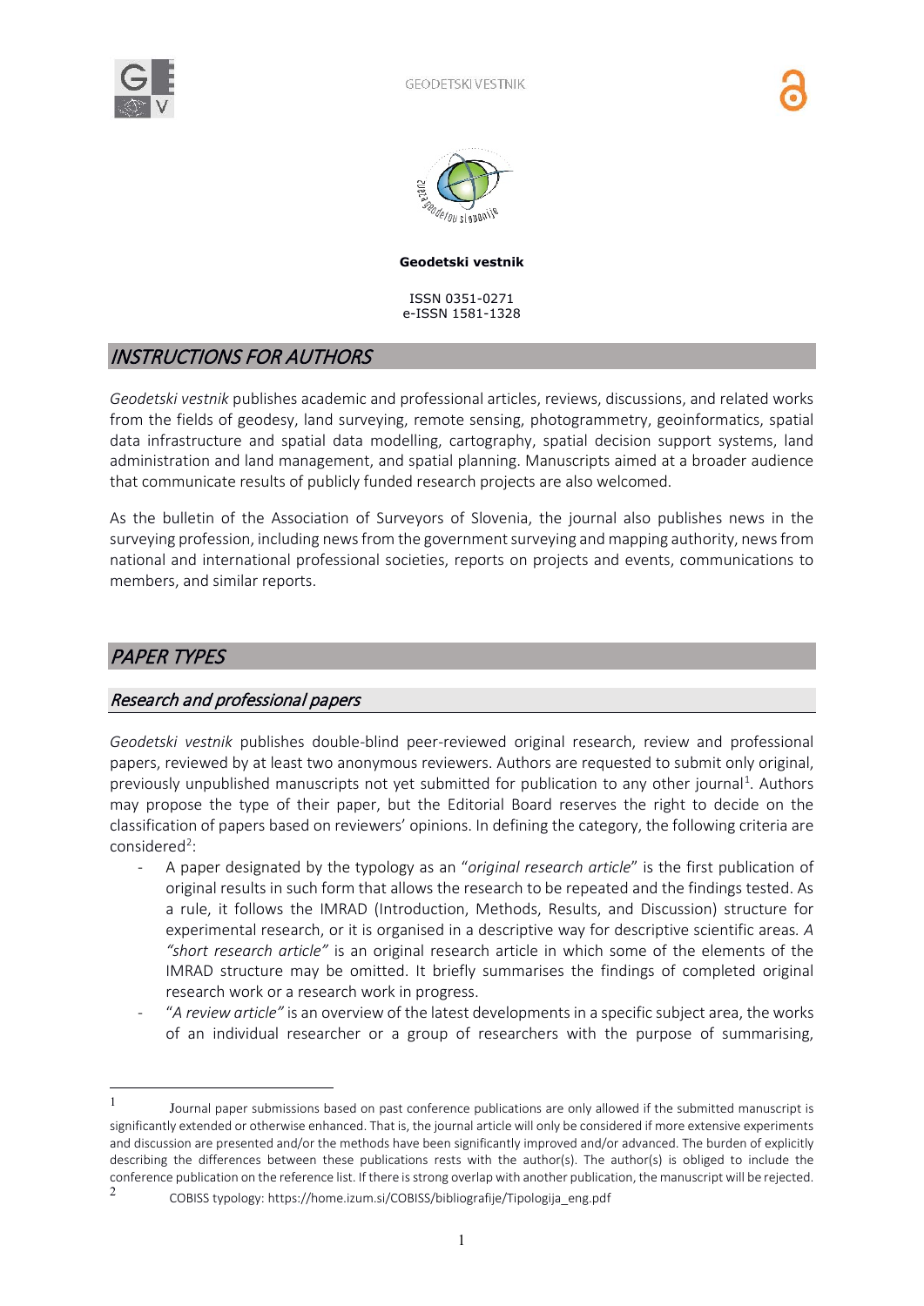**Geodetski vestnik**

ISSN 0351-0271
e-ISSN 1581-1328

# INSTRUCTIONS FOR AUTHORS

*Geodetski vestnik* publishes academic and professional articles, reviews, discussions, and related works from the fields of geodesy, land surveying, remote sensing, photogrammetry, geoinformatics, spatial data infrastructure and spatial data modelling, cartography, spatial decision support systems, land administration and land management, and spatial planning. Manuscripts aimed at a broader audience that communicate results of publicly funded research projects are also welcomed.

As the bulletin of the Association of Surveyors of Slovenia, the journal also publishes news in the surveying profession, including news from the government surveying and mapping authority, news from national and international professional societies, reports on projects and events, communications to members, and similar reports.

# PAPER TYPES

## Research and professional papers

*Geodetski vestnik* publishes double-blind peer-reviewed original research, review and professional papers, reviewed by at least two anonymous reviewers. Authors are requested to submit only original, previously unpublished manuscripts not yet submitted for publication to any other journal[1]. Authors may propose the type of their paper, but the Editorial Board reserves the right to decide on the classification of papers based on reviewers' opinions. In defining the category, the following criteria are considered[2]:

- A paper designated by the typology as an "*original research article*" is the first publication of original results in such form that allows the research to be repeated and the findings tested. As a rule, it follows the IMRAD (Introduction, Methods, Results, and Discussion) structure for experimental research, or it is organised in a descriptive way for descriptive scientific areas. *A "short research article"* is an original research article in which some of the elements of the IMRAD structure may be omitted. It briefly summarises the findings of completed original research work or a research work in progress.
- "*A review article"* is an overview of the latest developments in a specific subject area, the works of an individual researcher or a group of researchers with the purpose of summarising,

---

[1] Journal paper submissions based on past conference publications are only allowed if the submitted manuscript is significantly extended or otherwise enhanced. That is, the journal article will only be considered if more extensive experiments and discussion are presented and/or the methods have been significantly improved and/or advanced. The burden of explicitly describing the differences between these publications rests with the author(s). The author(s) is obliged to include the conference publication on the reference list. If there is strong overlap with another publication, the manuscript will be rejected.

[2] COBISS typology: https://home.izum.si/COBISS/bibliografije/Tipologija_eng.pdf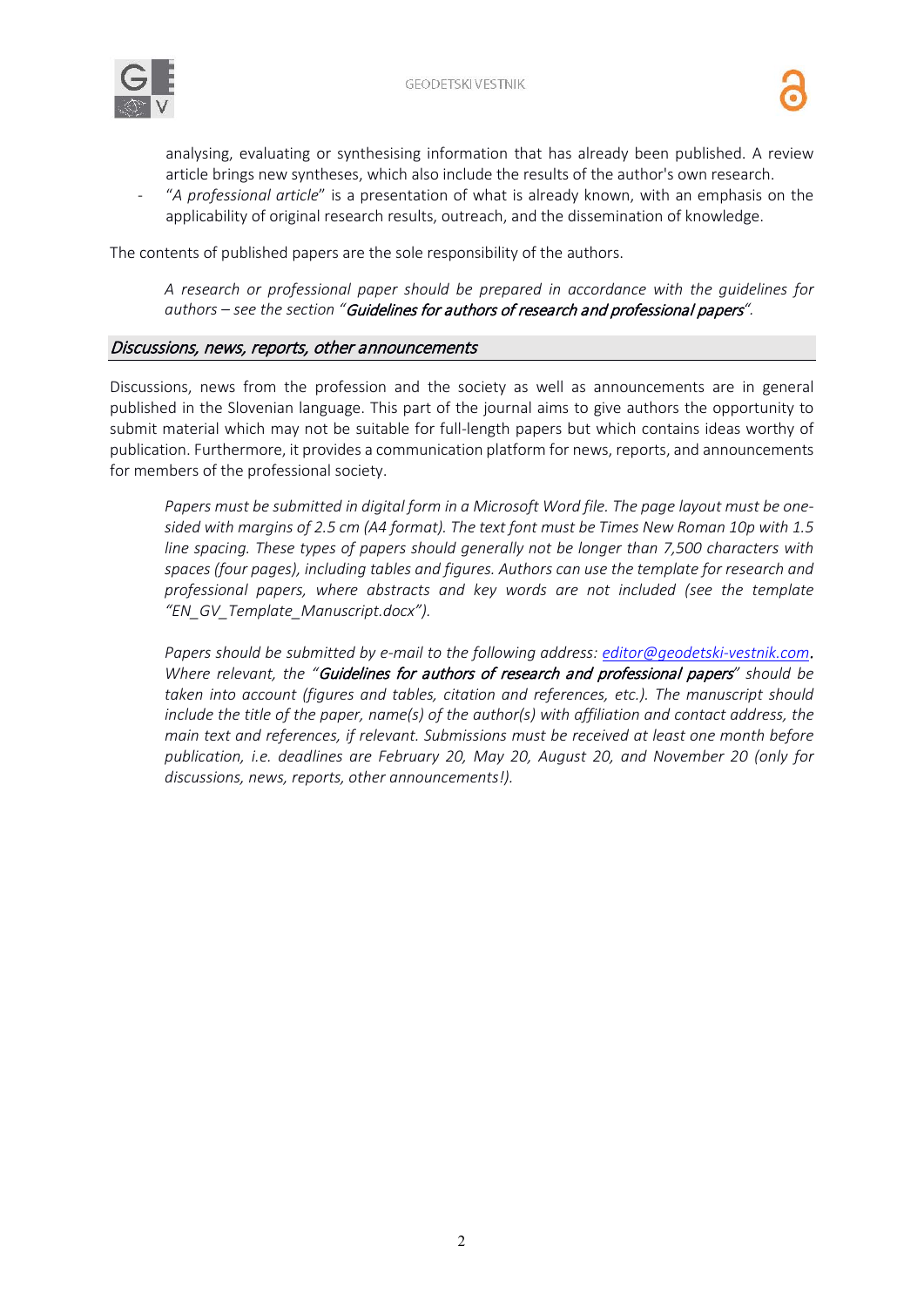analysing, evaluating or synthesising information that has already been published. A review article brings new syntheses, which also include the results of the author's own research.

- "*A professional article*" is a presentation of what is already known, with an emphasis on the applicability of original research results, outreach, and the dissemination of knowledge.

The contents of published papers are the sole responsibility of the authors.

> *A research or professional paper should be prepared in accordance with the guidelines for authors – see the section "**Guidelines for authors of research and professional papers**".*

## *Discussions, news, reports, other announcements*

Discussions, news from the profession and the society as well as announcements are in general published in the Slovenian language. This part of the journal aims to give authors the opportunity to submit material which may not be suitable for full-length papers but which contains ideas worthy of publication. Furthermore, it provides a communication platform for news, reports, and announcements for members of the professional society.

> *Papers must be submitted in digital form in a Microsoft Word file. The page layout must be one-sided with margins of 2.5 cm (A4 format). The text font must be Times New Roman 10p with 1.5 line spacing. These types of papers should generally not be longer than 7,500 characters with spaces (four pages), including tables and figures. Authors can use the template for research and professional papers, where abstracts and key words are not included (see the template "EN_GV_Template_Manuscript.docx").*
>
> *Papers should be submitted by e-mail to the following address: editor@geodetski-vestnik.com. Where relevant, the "**Guidelines for authors of research and professional papers**" should be taken into account (figures and tables, citation and references, etc.). The manuscript should include the title of the paper, name(s) of the author(s) with affiliation and contact address, the main text and references, if relevant. Submissions must be received at least one month before publication, i.e. deadlines are February 20, May 20, August 20, and November 20 (only for discussions, news, reports, other announcements!).*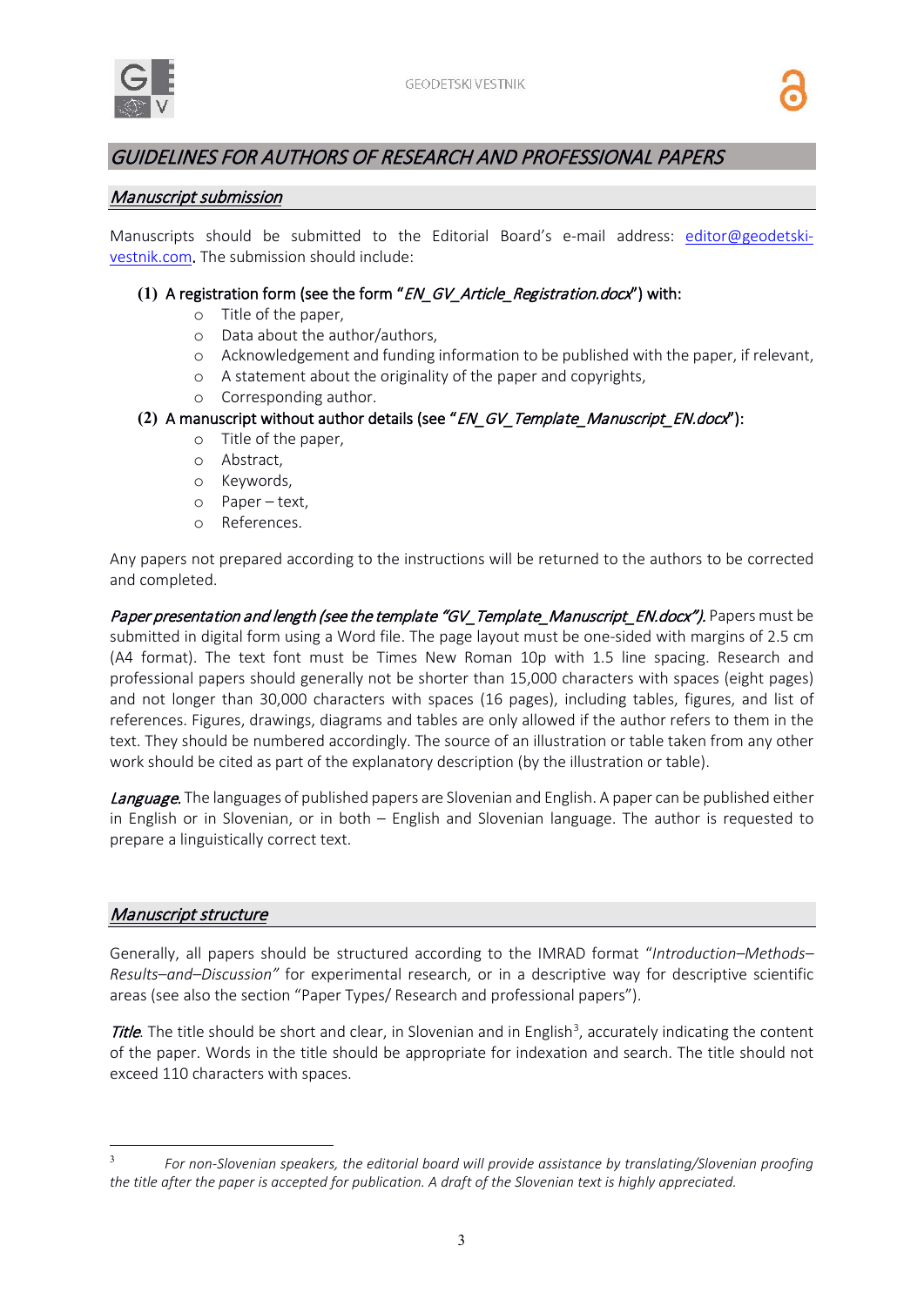## *GUIDELINES FOR AUTHORS OF RESEARCH AND PROFESSIONAL PAPERS*

### *Manuscript submission*

Manuscripts should be submitted to the Editorial Board's e-mail address: editor@geodetski-vestnik.com. The submission should include:

**(1)** A registration form (see the form "*EN_GV_Article_Registration.docx*") with:
- Title of the paper,
- Data about the author/authors,
- Acknowledgement and funding information to be published with the paper, if relevant,
- A statement about the originality of the paper and copyrights,
- Corresponding author.

**(2)** A manuscript without author details (see "*EN_GV_Template_Manuscript_EN.docx*"):
- Title of the paper,
- Abstract,
- Keywords,
- Paper – text,
- References.

Any papers not prepared according to the instructions will be returned to the authors to be corrected and completed.

***Paper presentation and length (see the template "GV_Template_Manuscript_EN.docx").*** Papers must be submitted in digital form using a Word file. The page layout must be one-sided with margins of 2.5 cm (A4 format). The text font must be Times New Roman 10p with 1.5 line spacing. Research and professional papers should generally not be shorter than 15,000 characters with spaces (eight pages) and not longer than 30,000 characters with spaces (16 pages), including tables, figures, and list of references. Figures, drawings, diagrams and tables are only allowed if the author refers to them in the text. They should be numbered accordingly. The source of an illustration or table taken from any other work should be cited as part of the explanatory description (by the illustration or table).

***Language.*** The languages of published papers are Slovenian and English. A paper can be published either in English or in Slovenian, or in both – English and Slovenian language. The author is requested to prepare a linguistically correct text.

### *Manuscript structure*

Generally, all papers should be structured according to the IMRAD format "*Introduction–Methods–Results–and–Discussion*" for experimental research, or in a descriptive way for descriptive scientific areas (see also the section "Paper Types/ Research and professional papers").

***Title.*** The title should be short and clear, in Slovenian and in English[3], accurately indicating the content of the paper. Words in the title should be appropriate for indexation and search. The title should not exceed 110 characters with spaces.

---

[3] *For non-Slovenian speakers, the editorial board will provide assistance by translating/Slovenian proofing the title after the paper is accepted for publication. A draft of the Slovenian text is highly appreciated.*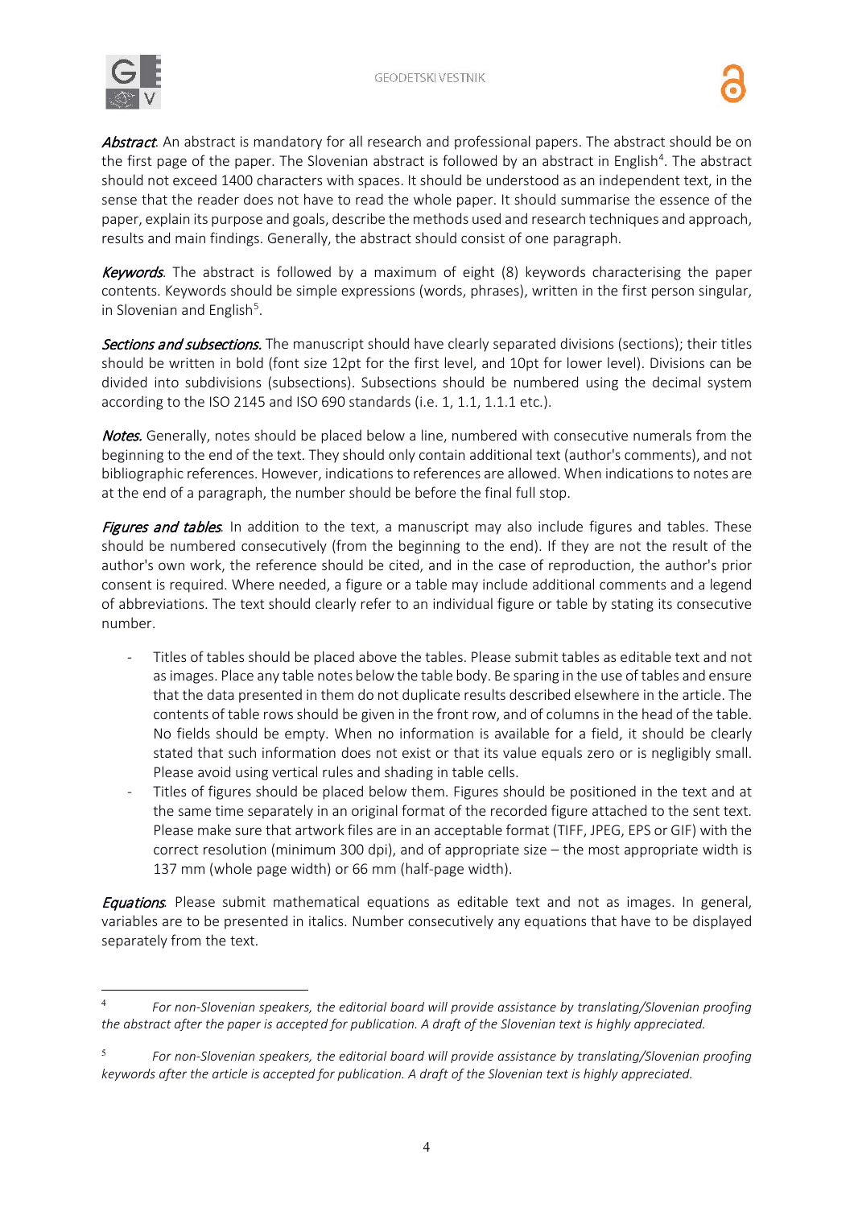***Abstract***. An abstract is mandatory for all research and professional papers. The abstract should be on the first page of the paper. The Slovenian abstract is followed by an abstract in English[4]. The abstract should not exceed 1400 characters with spaces. It should be understood as an independent text, in the sense that the reader does not have to read the whole paper. It should summarise the essence of the paper, explain its purpose and goals, describe the methods used and research techniques and approach, results and main findings. Generally, the abstract should consist of one paragraph.

***Keywords***. The abstract is followed by a maximum of eight (8) keywords characterising the paper contents. Keywords should be simple expressions (words, phrases), written in the first person singular, in Slovenian and English[5].

***Sections and subsections.*** The manuscript should have clearly separated divisions (sections); their titles should be written in bold (font size 12pt for the first level, and 10pt for lower level). Divisions can be divided into subdivisions (subsections). Subsections should be numbered using the decimal system according to the ISO 2145 and ISO 690 standards (i.e. 1, 1.1, 1.1.1 etc.).

***Notes.*** Generally, notes should be placed below a line, numbered with consecutive numerals from the beginning to the end of the text. They should only contain additional text (author's comments), and not bibliographic references. However, indications to references are allowed. When indications to notes are at the end of a paragraph, the number should be before the final full stop.

***Figures and tables***. In addition to the text, a manuscript may also include figures and tables. These should be numbered consecutively (from the beginning to the end). If they are not the result of the author's own work, the reference should be cited, and in the case of reproduction, the author's prior consent is required. Where needed, a figure or a table may include additional comments and a legend of abbreviations. The text should clearly refer to an individual figure or table by stating its consecutive number.

- Titles of tables should be placed above the tables. Please submit tables as editable text and not as images. Place any table notes below the table body. Be sparing in the use of tables and ensure that the data presented in them do not duplicate results described elsewhere in the article. The contents of table rows should be given in the front row, and of columns in the head of the table. No fields should be empty. When no information is available for a field, it should be clearly stated that such information does not exist or that its value equals zero or is negligibly small. Please avoid using vertical rules and shading in table cells.
- Titles of figures should be placed below them. Figures should be positioned in the text and at the same time separately in an original format of the recorded figure attached to the sent text. Please make sure that artwork files are in an acceptable format (TIFF, JPEG, EPS or GIF) with the correct resolution (minimum 300 dpi), and of appropriate size – the most appropriate width is 137 mm (whole page width) or 66 mm (half-page width).

***Equations***. Please submit mathematical equations as editable text and not as images. In general, variables are to be presented in italics. Number consecutively any equations that have to be displayed separately from the text.

---

[4] *For non-Slovenian speakers, the editorial board will provide assistance by translating/Slovenian proofing the abstract after the paper is accepted for publication. A draft of the Slovenian text is highly appreciated.*

[5] *For non-Slovenian speakers, the editorial board will provide assistance by translating/Slovenian proofing keywords after the article is accepted for publication. A draft of the Slovenian text is highly appreciated.*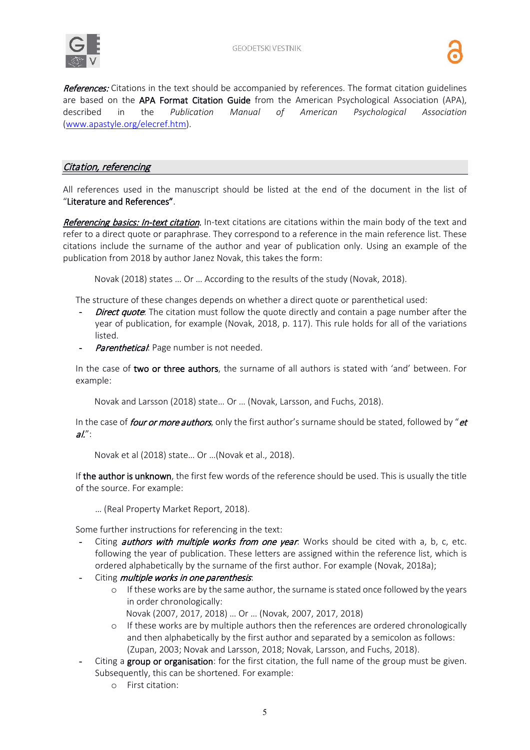***References:*** Citations in the text should be accompanied by references. The format citation guidelines are based on the **APA Format Citation Guide** from the American Psychological Association (APA), described in the *Publication Manual of American Psychological Association* (www.apastyle.org/elecref.htm).

## *Citation, referencing*

All references used in the manuscript should be listed at the end of the document in the list of "**Literature and References"**.

***Referencing basics: In-text citation.*** In-text citations are citations within the main body of the text and refer to a direct quote or paraphrase. They correspond to a reference in the main reference list. These citations include the surname of the author and year of publication only. Using an example of the publication from 2018 by author Janez Novak, this takes the form:

> Novak (2018) states … Or … According to the results of the study (Novak, 2018).

The structure of these changes depends on whether a direct quote or parenthetical used:

- ***Direct quote***: The citation must follow the quote directly and contain a page number after the year of publication, for example (Novak, 2018, p. 117). This rule holds for all of the variations listed.
- ***Parenthetical***: Page number is not needed.

In the case of **two or three authors**, the surname of all authors is stated with 'and' between. For example:

> Novak and Larsson (2018) state… Or … (Novak, Larsson, and Fuchs, 2018).

In the case of ***four or more authors***, only the first author's surname should be stated, followed by "***et al.***":

> Novak et al (2018) state… Or …(Novak et al., 2018).

If **the author is unknown**, the first few words of the reference should be used. This is usually the title of the source. For example:

> … (Real Property Market Report, 2018).

Some further instructions for referencing in the text:

- Citing ***authors with multiple works from one year***. Works should be cited with a, b, c, etc. following the year of publication. These letters are assigned within the reference list, which is ordered alphabetically by the surname of the first author. For example (Novak, 2018a);
- Citing ***multiple works in one parenthesis***:
  - If these works are by the same author, the surname is stated once followed by the years in order chronologically:
    Novak (2007, 2017, 2018) … Or … (Novak, 2007, 2017, 2018)
  - If these works are by multiple authors then the references are ordered chronologically and then alphabetically by the first author and separated by a semicolon as follows: (Zupan, 2003; Novak and Larsson, 2018; Novak, Larsson, and Fuchs, 2018).
- Citing a **group or organisation**: for the first citation, the full name of the group must be given. Subsequently, this can be shortened. For example:
  - First citation: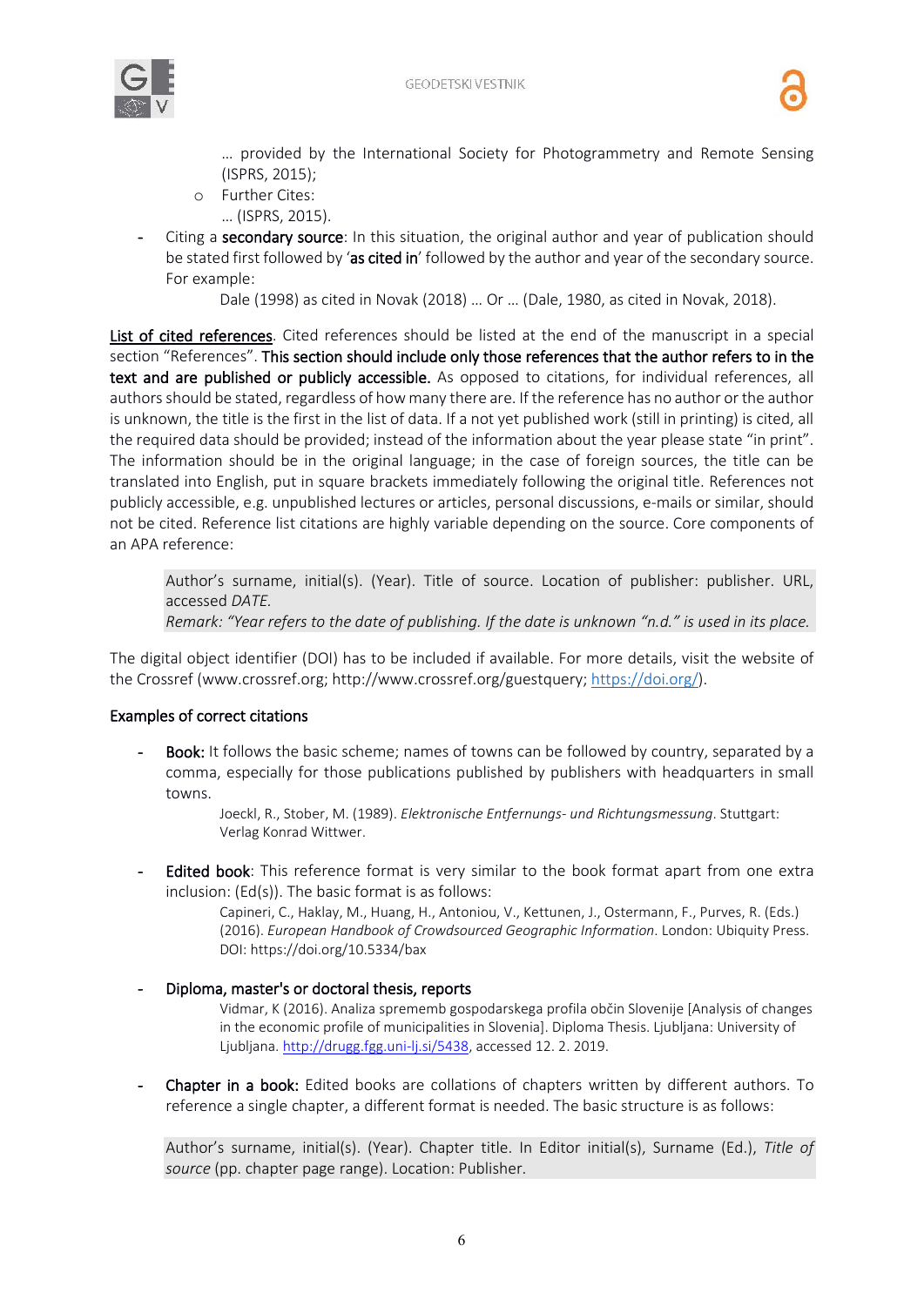… provided by the International Society for Photogrammetry and Remote Sensing (ISPRS, 2015);

- Further Cites:

  … (ISPRS, 2015).

- Citing a **secondary source**: In this situation, the original author and year of publication should be stated first followed by '**as cited in**' followed by the author and year of the secondary source. For example:

  Dale (1998) as cited in Novak (2018) … Or … (Dale, 1980, as cited in Novak, 2018).

<u>List of cited references</u>. Cited references should be listed at the end of the manuscript in a special section "References". **This section should include only those references that the author refers to in the text and are published or publicly accessible.** As opposed to citations, for individual references, all authors should be stated, regardless of how many there are. If the reference has no author or the author is unknown, the title is the first in the list of data. If a not yet published work (still in printing) is cited, all the required data should be provided; instead of the information about the year please state "in print". The information should be in the original language; in the case of foreign sources, the title can be translated into English, put in square brackets immediately following the original title. References not publicly accessible, e.g. unpublished lectures or articles, personal discussions, e-mails or similar, should not be cited. Reference list citations are highly variable depending on the source. Core components of an APA reference:

> Author's surname, initial(s). (Year). Title of source. Location of publisher: publisher. URL, accessed *DATE.*
> *Remark: "Year refers to the date of publishing. If the date is unknown "n.d." is used in its place.*

The digital object identifier (DOI) has to be included if available. For more details, visit the website of the Crossref (www.crossref.org; http://www.crossref.org/guestquery; https://doi.org/).

**Examples of correct citations**

- **Book:** It follows the basic scheme; names of towns can be followed by country, separated by a comma, especially for those publications published by publishers with headquarters in small towns.

  Joeckl, R., Stober, M. (1989). *Elektronische Entfernungs- und Richtungsmessung*. Stuttgart: Verlag Konrad Wittwer.

- **Edited book**: This reference format is very similar to the book format apart from one extra inclusion: (Ed(s)). The basic format is as follows:

  Capineri, C., Haklay, M., Huang, H., Antoniou, V., Kettunen, J., Ostermann, F., Purves, R. (Eds.) (2016). *European Handbook of Crowdsourced Geographic Information*. London: Ubiquity Press. DOI: https://doi.org/10.5334/bax

- **Diploma, master's or doctoral thesis, reports**

  Vidmar, K (2016). Analiza sprememb gospodarskega profila občin Slovenije [Analysis of changes in the economic profile of municipalities in Slovenia]. Diploma Thesis. Ljubljana: University of Ljubljana. http://drugg.fgg.uni-lj.si/5438, accessed 12. 2. 2019.

- **Chapter in a book:** Edited books are collations of chapters written by different authors. To reference a single chapter, a different format is needed. The basic structure is as follows:

> Author's surname, initial(s). (Year). Chapter title. In Editor initial(s), Surname (Ed.), *Title of source* (pp. chapter page range). Location: Publisher.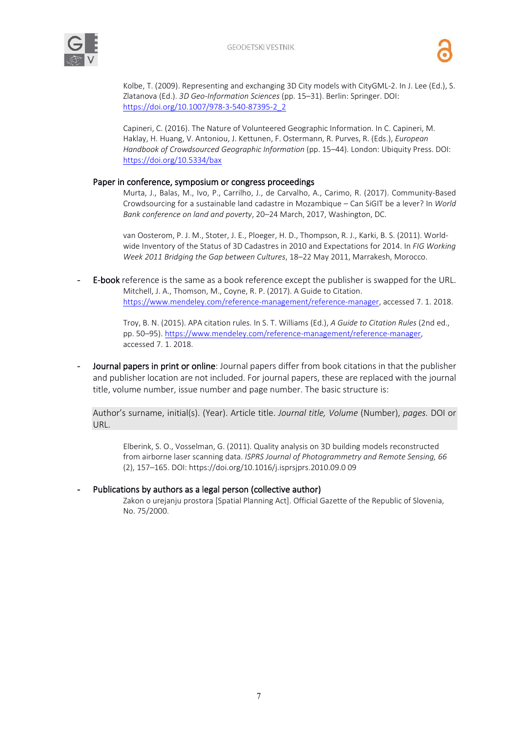Kolbe, T. (2009). Representing and exchanging 3D City models with CityGML-2. In J. Lee (Ed.), S. Zlatanova (Ed.). *3D Geo-Information Sciences* (pp. 15–31). Berlin: Springer. DOI: https://doi.org/10.1007/978-3-540-87395-2_2

Capineri, C. (2016). The Nature of Volunteered Geographic Information. In C. Capineri, M. Haklay, H. Huang, V. Antoniou, J. Kettunen, F. Ostermann, R. Purves, R. (Eds.), *European Handbook of Crowdsourced Geographic Information* (pp. 15–44). London: Ubiquity Press. DOI: https://doi.org/10.5334/bax

Paper in conference, symposium or congress proceedings

Murta, J., Balas, M., Ivo, P., Carrilho, J., de Carvalho, A., Carimo, R. (2017). Community-Based Crowdsourcing for a sustainable land cadastre in Mozambique – Can SiGIT be a lever? In *World Bank conference on land and poverty*, 20–24 March, 2017, Washington, DC.

van Oosterom, P. J. M., Stoter, J. E., Ploeger, H. D., Thompson, R. J., Karki, B. S. (2011). World-wide Inventory of the Status of 3D Cadastres in 2010 and Expectations for 2014. In *FIG Working Week 2011 Bridging the Gap between Cultures*, 18–22 May 2011, Marrakesh, Morocco.

- E-book reference is the same as a book reference except the publisher is swapped for the URL.

  Mitchell, J. A., Thomson, M., Coyne, R. P. (2017). A Guide to Citation. https://www.mendeley.com/reference-management/reference-manager, accessed 7. 1. 2018.

  Troy, B. N. (2015). APA citation rules. In S. T. Williams (Ed.), *A Guide to Citation Rules* (2nd ed., pp. 50–95). https://www.mendeley.com/reference-management/reference-manager, accessed 7. 1. 2018.

- Journal papers in print or online: Journal papers differ from book citations in that the publisher and publisher location are not included. For journal papers, these are replaced with the journal title, volume number, issue number and page number. The basic structure is:

  Author's surname, initial(s). (Year). Article title. *Journal title, Volume* (Number), *pages.* DOI or URL.

  Elberink, S. O., Vosselman, G. (2011). Quality analysis on 3D building models reconstructed from airborne laser scanning data. *ISPRS Journal of Photogrammetry and Remote Sensing, 66* (2), 157–165. DOI: https://doi.org/10.1016/j.isprsjprs.2010.09.0 09

- Publications by authors as a legal person (collective author)

  Zakon o urejanju prostora [Spatial Planning Act]. Official Gazette of the Republic of Slovenia, No. 75/2000.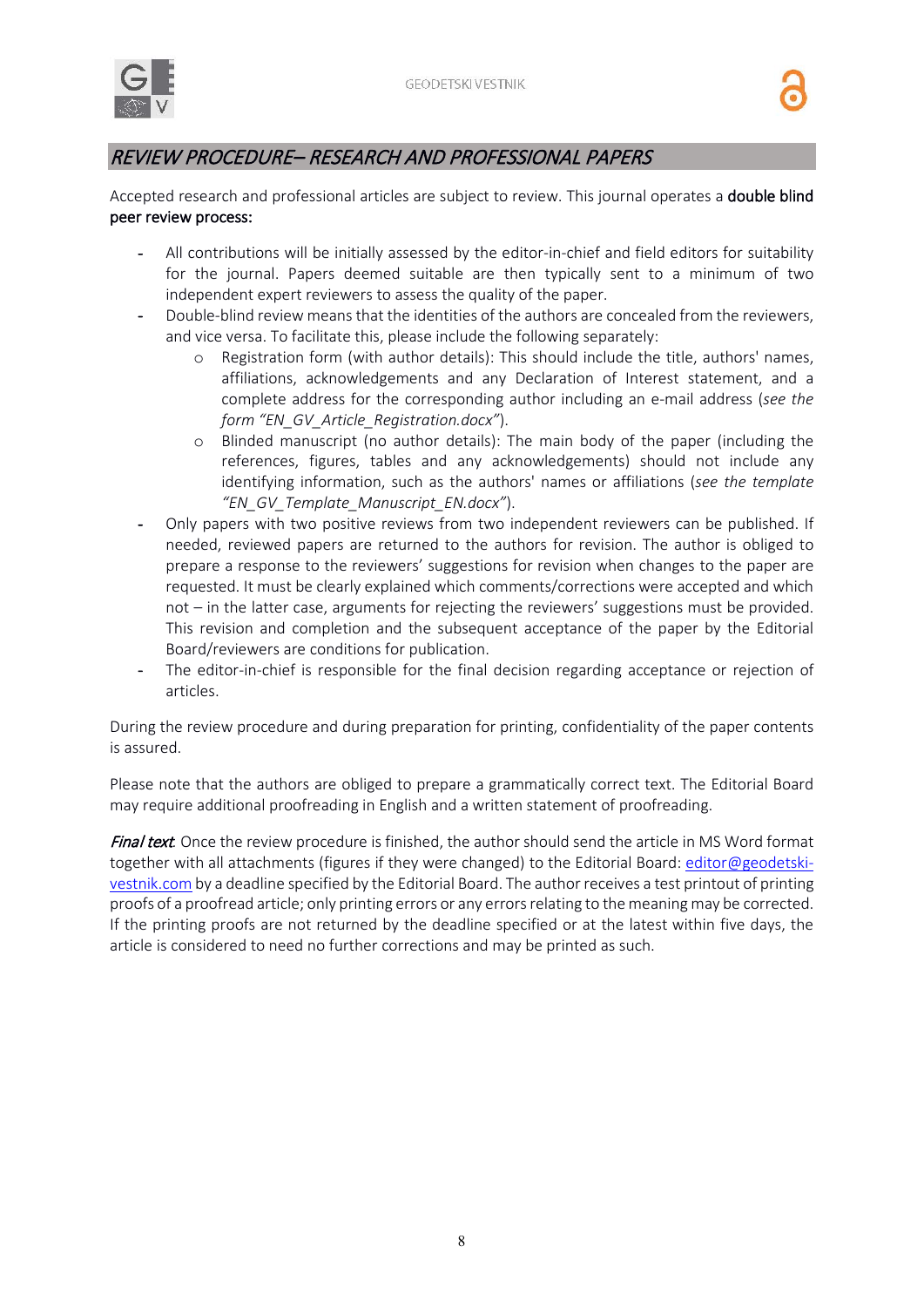## *REVIEW PROCEDURE– RESEARCH AND PROFESSIONAL PAPERS*

Accepted research and professional articles are subject to review. This journal operates a **double blind peer review process:**

- All contributions will be initially assessed by the editor-in-chief and field editors for suitability for the journal. Papers deemed suitable are then typically sent to a minimum of two independent expert reviewers to assess the quality of the paper.
- Double-blind review means that the identities of the authors are concealed from the reviewers, and vice versa. To facilitate this, please include the following separately:
  - Registration form (with author details): This should include the title, authors' names, affiliations, acknowledgements and any Declaration of Interest statement, and a complete address for the corresponding author including an e-mail address (*see the form "EN_GV_Article_Registration.docx"*).
  - Blinded manuscript (no author details): The main body of the paper (including the references, figures, tables and any acknowledgements) should not include any identifying information, such as the authors' names or affiliations (*see the template "EN_GV_Template_Manuscript_EN.docx"*).
- Only papers with two positive reviews from two independent reviewers can be published. If needed, reviewed papers are returned to the authors for revision. The author is obliged to prepare a response to the reviewers' suggestions for revision when changes to the paper are requested. It must be clearly explained which comments/corrections were accepted and which not – in the latter case, arguments for rejecting the reviewers' suggestions must be provided. This revision and completion and the subsequent acceptance of the paper by the Editorial Board/reviewers are conditions for publication.
- The editor-in-chief is responsible for the final decision regarding acceptance or rejection of articles.

During the review procedure and during preparation for printing, confidentiality of the paper contents is assured.

Please note that the authors are obliged to prepare a grammatically correct text. The Editorial Board may require additional proofreading in English and a written statement of proofreading.

***Final text*:** Once the review procedure is finished, the author should send the article in MS Word format together with all attachments (figures if they were changed) to the Editorial Board: editor@geodetski-vestnik.com by a deadline specified by the Editorial Board. The author receives a test printout of printing proofs of a proofread article; only printing errors or any errors relating to the meaning may be corrected. If the printing proofs are not returned by the deadline specified or at the latest within five days, the article is considered to need no further corrections and may be printed as such.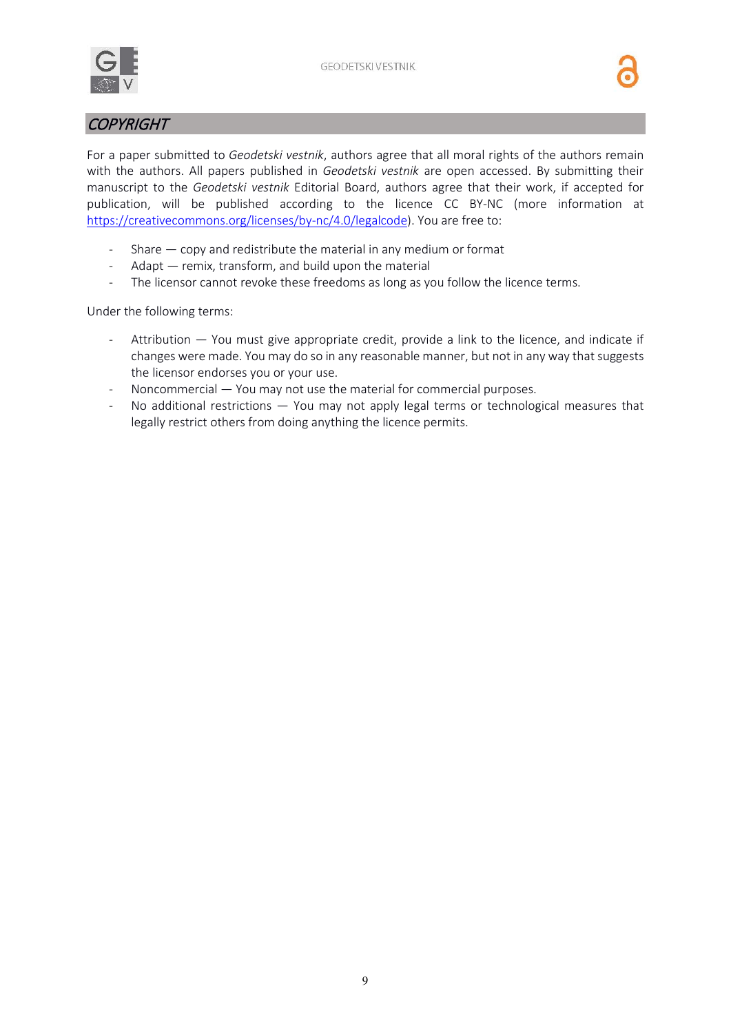## *COPYRIGHT*

For a paper submitted to *Geodetski vestnik*, authors agree that all moral rights of the authors remain with the authors. All papers published in *Geodetski vestnik* are open accessed. By submitting their manuscript to the *Geodetski vestnik* Editorial Board, authors agree that their work, if accepted for publication, will be published according to the licence CC BY-NC (more information at https://creativecommons.org/licenses/by-nc/4.0/legalcode). You are free to:

- Share — copy and redistribute the material in any medium or format
- Adapt — remix, transform, and build upon the material
- The licensor cannot revoke these freedoms as long as you follow the licence terms.

Under the following terms:

- Attribution — You must give appropriate credit, provide a link to the licence, and indicate if changes were made. You may do so in any reasonable manner, but not in any way that suggests the licensor endorses you or your use.
- Noncommercial — You may not use the material for commercial purposes.
- No additional restrictions — You may not apply legal terms or technological measures that legally restrict others from doing anything the licence permits.